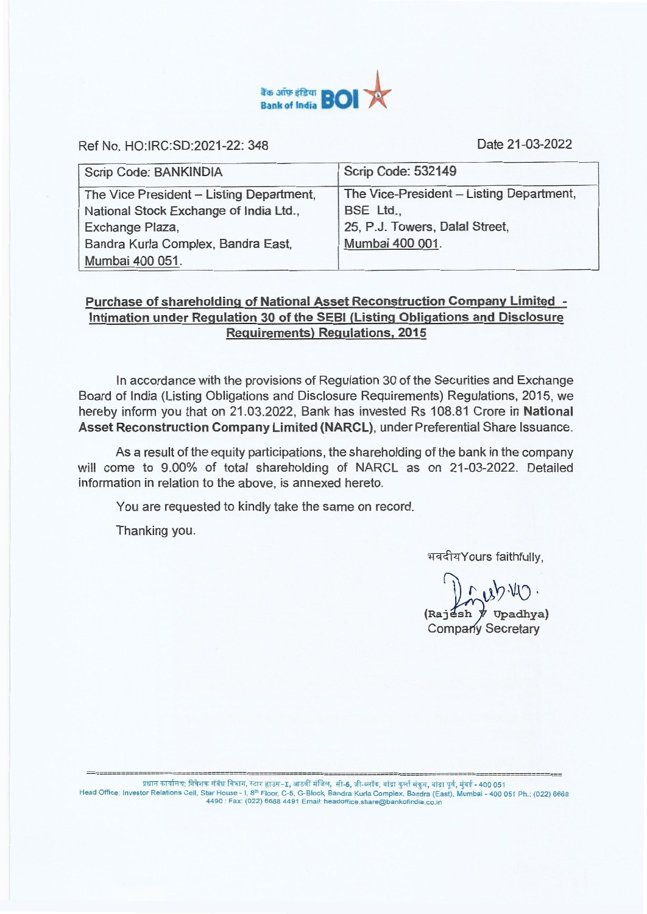बैंक ऑफ़ इंडिया BOI
Bank of India

Ref No. HO:IRC:SD:2021-22: 348

Date 21-03-2022

| Scrip Code: BANKINDIA | Scrip Code: 532149 |
|---|---|
| The Vice President – Listing Department, National Stock Exchange of India Ltd., Exchange Plaza, Bandra Kurla Complex, Bandra East, Mumbai 400 051. | The Vice-President – Listing Department, BSE Ltd., 25, P.J. Towers, Dalal Street, Mumbai 400 001. |

**Purchase of shareholding of National Asset Reconstruction Company Limited - Intimation under Regulation 30 of the SEBI (Listing Obligations and Disclosure Requirements) Regulations, 2015**

In accordance with the provisions of Regulation 30 of the Securities and Exchange Board of India (Listing Obligations and Disclosure Requirements) Regulations, 2015, we hereby inform you that on 21.03.2022, Bank has invested Rs 108.81 Crore in **National Asset Reconstruction Company Limited (NARCL)**, under Preferential Share Issuance.

As a result of the equity participations, the shareholding of the bank in the company will come to 9.00% of total shareholding of NARCL as on 21-03-2022. Detailed information in relation to the above, is annexed hereto.

You are requested to kindly take the same on record.

Thanking you.

भवदीयYours faithfully,

(Rajesh V Upadhya)
Company Secretary

प्रधान कार्यालय: निवेशक संबंध विभाग, स्टार हाउस-I, आठवीं मंजिल, सी-5, जी-ब्लॉक, बांद्रा कुर्ला संकुल, बांद्रा पूर्व, मुंबई - 400 051
Head Office: Investor Relations Cell, Star House - I, 8th Floor, C-5, G-Block, Bandra Kurla Complex, Bandra (East), Mumbai - 400 051 Ph.: (022) 6668 4490 : Fax: (022) 6668 4491 Email: headoffice.share@bankofindia.co.in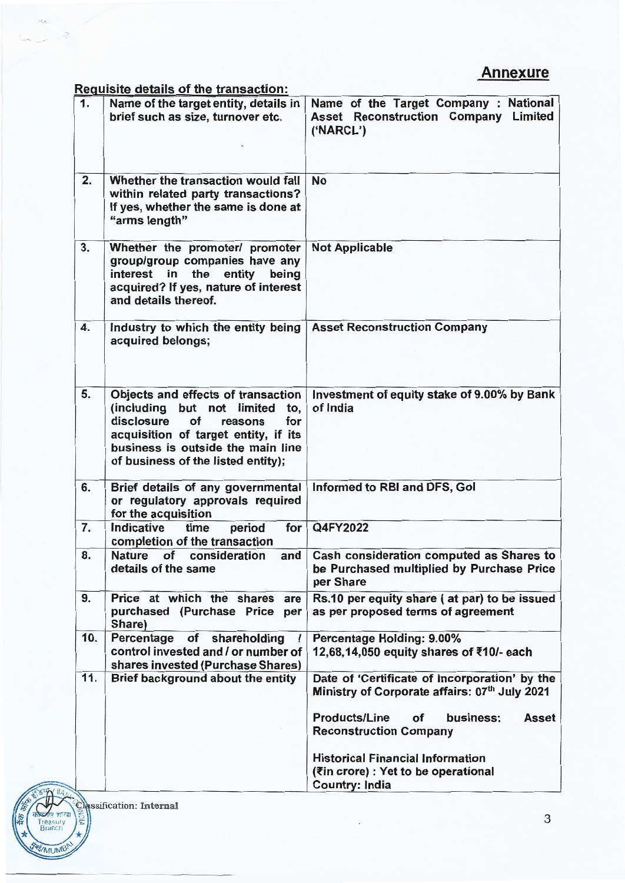## Annexure

**Requisite details of the transaction:**

| | | |
|---|---|---|
| 1. | Name of the target entity, details in brief such as size, turnover etc. | Name of the Target Company : National Asset Reconstruction Company Limited ('NARCL') |
| 2. | Whether the transaction would fall within related party transactions? If yes, whether the same is done at "arms length" | No |
| 3. | Whether the promoter/ promoter group/group companies have any interest in the entity being acquired? If yes, nature of interest and details thereof. | Not Applicable |
| 4. | Industry to which the entity being acquired belongs; | Asset Reconstruction Company |
| 5. | Objects and effects of transaction (including but not limited to, disclosure of reasons for acquisition of target entity, if its business is outside the main line of business of the listed entity); | Investment of equity stake of 9.00% by Bank of India |
| 6. | Brief details of any governmental or regulatory approvals required for the acquisition | Informed to RBI and DFS, GoI |
| 7. | Indicative time period for completion of the transaction | Q4FY2022 |
| 8. | Nature of consideration and details of the same | Cash consideration computed as Shares to be Purchased multiplied by Purchase Price per Share |
| 9. | Price at which the shares are purchased (Purchase Price per Share) | Rs.10 per equity share ( at par) to be issued as per proposed terms of agreement |
| 10. | Percentage of shareholding / control invested and / or number of shares invested (Purchase Shares) | Percentage Holding: 9.00%<br>12,68,14,050 equity shares of ₹10/- each |
| 11. | Brief background about the entity | Date of 'Certificate of Incorporation' by the Ministry of Corporate affairs: 07th July 2021<br><br>Products/Line of business: Asset Reconstruction Company<br><br>Historical Financial Information (₹in crore) : Yet to be operational<br>Country: India |

Classification: Internal